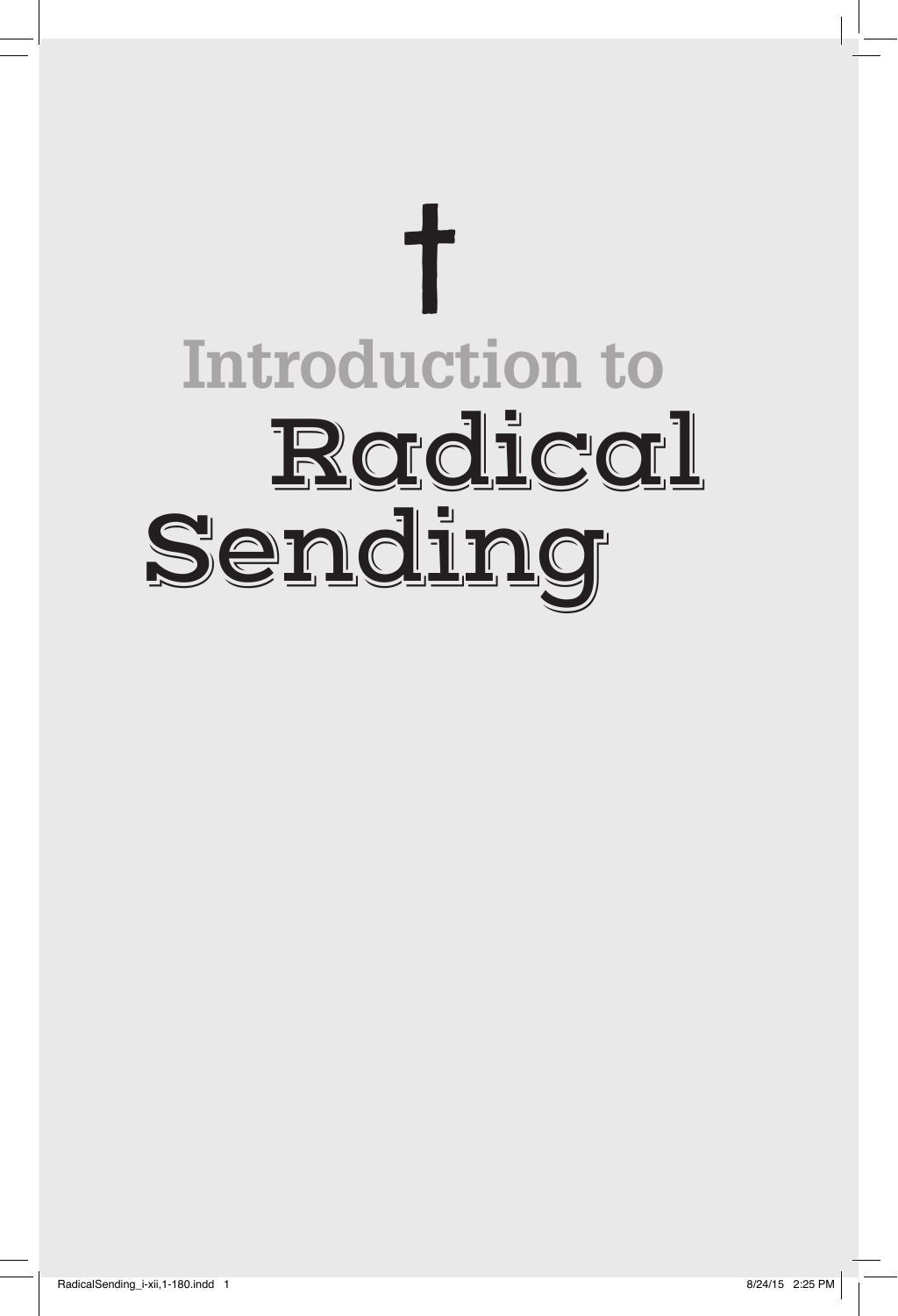# Introduction to Radical Sending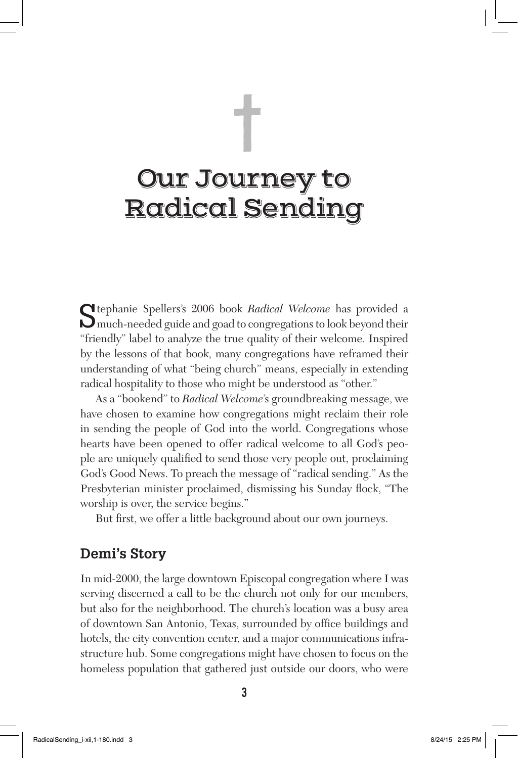# Our Journey to Radical Sending

Stephanie Spellers's 2006 book *Radical Welcome* has provided a much-needed guide and goad to congregations to look beyond their "friendly" label to analyze the true quality of their welcome. Inspired by the lessons of that book, many congregations have reframed their understanding of what "being church" means, especially in extending radical hospitality to those who might be understood as "other."

As a "bookend" to *Radical Welcome*'s groundbreaking message, we have chosen to examine how congregations might reclaim their role in sending the people of God into the world. Congregations whose hearts have been opened to offer radical welcome to all God's people are uniquely qualified to send those very people out, proclaiming God's Good News. To preach the message of "radical sending." As the Presbyterian minister proclaimed, dismissing his Sunday flock, "The worship is over, the service begins."

But first, we offer a little background about our own journeys.

## Demi's Story

In mid-2000, the large downtown Episcopal congregation where I was serving discerned a call to be the church not only for our members, but also for the neighborhood. The church's location was a busy area of downtown San Antonio, Texas, surrounded by office buildings and hotels, the city convention center, and a major communications infrastructure hub. Some congregations might have chosen to focus on the homeless population that gathered just outside our doors, who were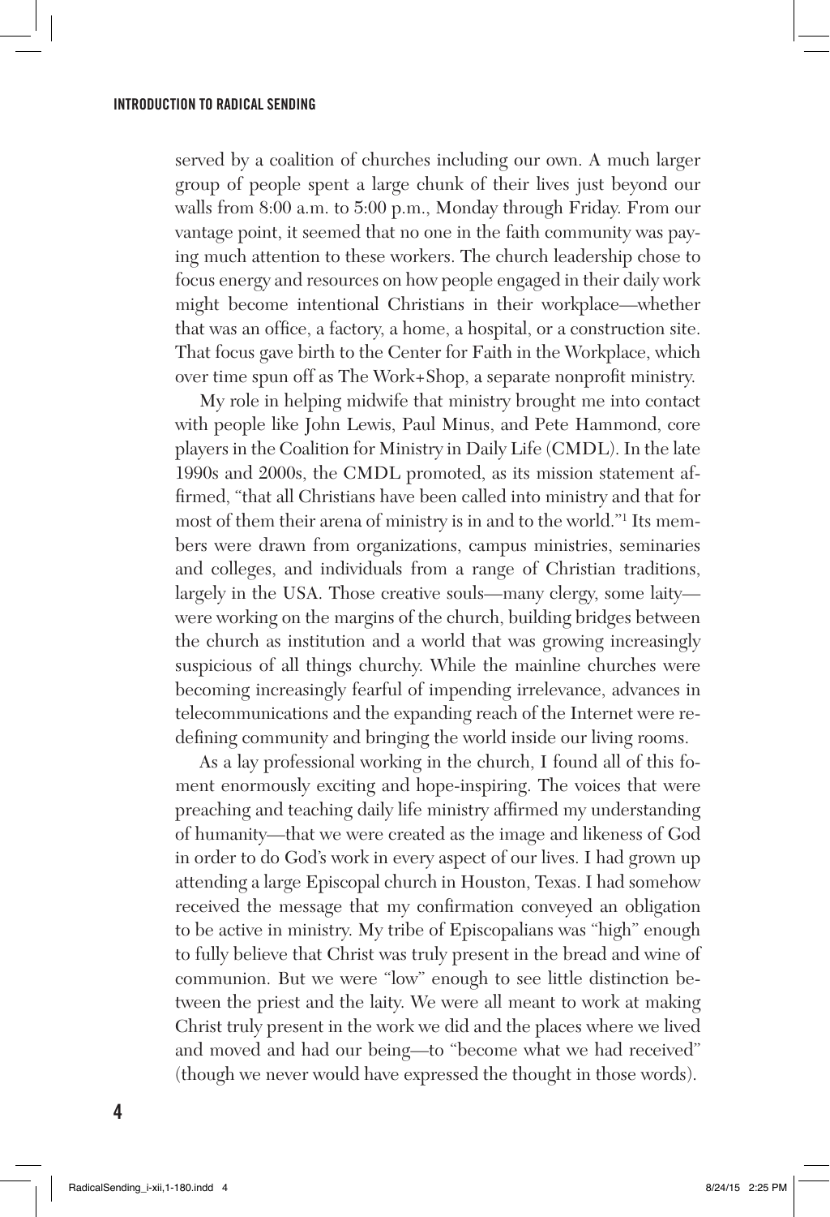served by a coalition of churches including our own. A much larger group of people spent a large chunk of their lives just beyond our walls from 8:00 a.m. to 5:00 p.m., Monday through Friday. From our vantage point, it seemed that no one in the faith community was paying much attention to these workers. The church leadership chose to focus energy and resources on how people engaged in their daily work might become intentional Christians in their workplace—whether that was an office, a factory, a home, a hospital, or a construction site. That focus gave birth to the Center for Faith in the Workplace, which over time spun off as The Work+Shop, a separate nonprofit ministry.

My role in helping midwife that ministry brought me into contact with people like John Lewis, Paul Minus, and Pete Hammond, core players in the Coalition for Ministry in Daily Life (CMDL). In the late 1990s and 2000s, the CMDL promoted, as its mission statement affirmed, "that all Christians have been called into ministry and that for most of them their arena of ministry is in and to the world."[1] Its members were drawn from organizations, campus ministries, seminaries and colleges, and individuals from a range of Christian traditions, largely in the USA. Those creative souls—many clergy, some laity—were working on the margins of the church, building bridges between the church as institution and a world that was growing increasingly suspicious of all things churchy. While the mainline churches were becoming increasingly fearful of impending irrelevance, advances in telecommunications and the expanding reach of the Internet were redefining community and bringing the world inside our living rooms.

As a lay professional working in the church, I found all of this foment enormously exciting and hope-inspiring. The voices that were preaching and teaching daily life ministry affirmed my understanding of humanity—that we were created as the image and likeness of God in order to do God's work in every aspect of our lives. I had grown up attending a large Episcopal church in Houston, Texas. I had somehow received the message that my confirmation conveyed an obligation to be active in ministry. My tribe of Episcopalians was "high" enough to fully believe that Christ was truly present in the bread and wine of communion. But we were "low" enough to see little distinction between the priest and the laity. We were all meant to work at making Christ truly present in the work we did and the places where we lived and moved and had our being—to "become what we had received" (though we never would have expressed the thought in those words).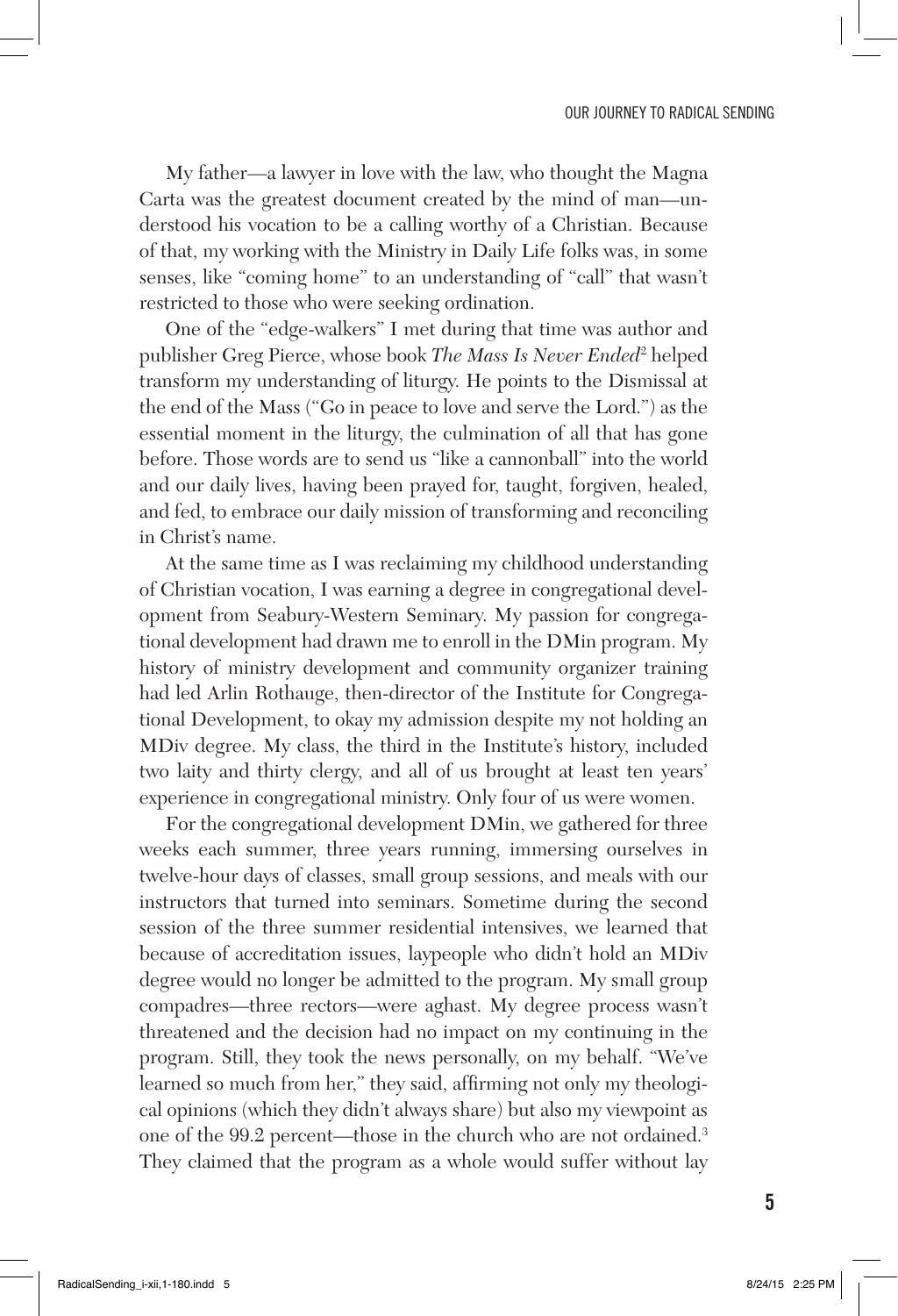My father—a lawyer in love with the law, who thought the Magna Carta was the greatest document created by the mind of man—understood his vocation to be a calling worthy of a Christian. Because of that, my working with the Ministry in Daily Life folks was, in some senses, like "coming home" to an understanding of "call" that wasn't restricted to those who were seeking ordination.

One of the "edge-walkers" I met during that time was author and publisher Greg Pierce, whose book *The Mass Is Never Ended*[2] helped transform my understanding of liturgy. He points to the Dismissal at the end of the Mass ("Go in peace to love and serve the Lord.") as the essential moment in the liturgy, the culmination of all that has gone before. Those words are to send us "like a cannonball" into the world and our daily lives, having been prayed for, taught, forgiven, healed, and fed, to embrace our daily mission of transforming and reconciling in Christ's name.

At the same time as I was reclaiming my childhood understanding of Christian vocation, I was earning a degree in congregational development from Seabury-Western Seminary. My passion for congregational development had drawn me to enroll in the DMin program. My history of ministry development and community organizer training had led Arlin Rothauge, then-director of the Institute for Congregational Development, to okay my admission despite my not holding an MDiv degree. My class, the third in the Institute's history, included two laity and thirty clergy, and all of us brought at least ten years' experience in congregational ministry. Only four of us were women.

For the congregational development DMin, we gathered for three weeks each summer, three years running, immersing ourselves in twelve-hour days of classes, small group sessions, and meals with our instructors that turned into seminars. Sometime during the second session of the three summer residential intensives, we learned that because of accreditation issues, laypeople who didn't hold an MDiv degree would no longer be admitted to the program. My small group compadres—three rectors—were aghast. My degree process wasn't threatened and the decision had no impact on my continuing in the program. Still, they took the news personally, on my behalf. "We've learned so much from her," they said, affirming not only my theological opinions (which they didn't always share) but also my viewpoint as one of the 99.2 percent—those in the church who are not ordained.[3] They claimed that the program as a whole would suffer without lay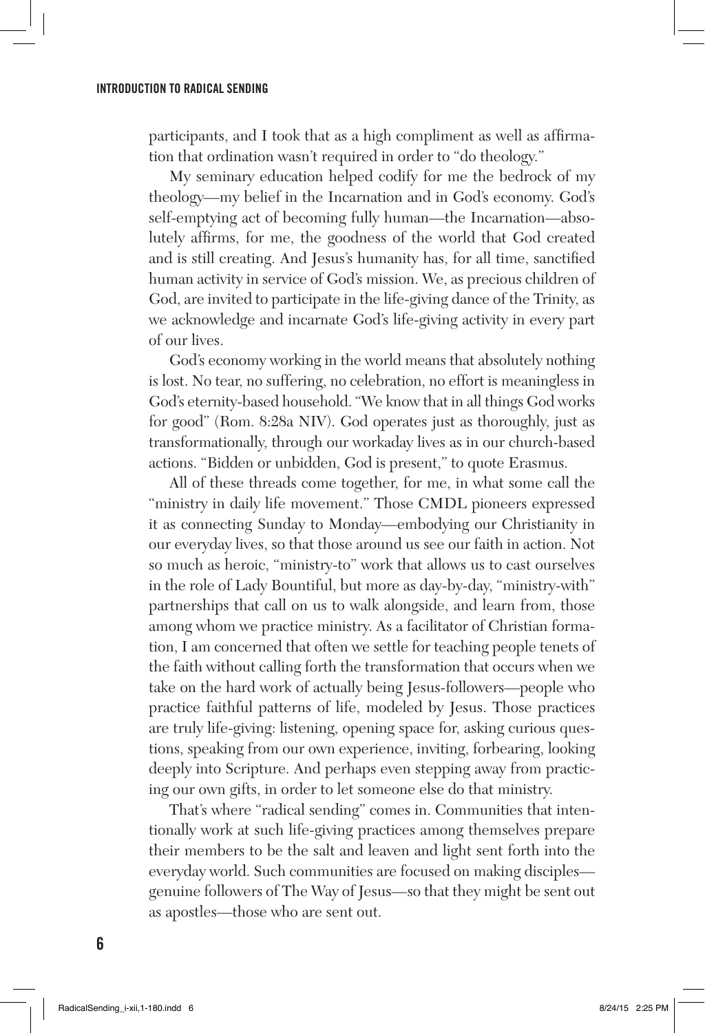participants, and I took that as a high compliment as well as affirmation that ordination wasn't required in order to "do theology."

My seminary education helped codify for me the bedrock of my theology—my belief in the Incarnation and in God's economy. God's self-emptying act of becoming fully human—the Incarnation—absolutely affirms, for me, the goodness of the world that God created and is still creating. And Jesus's humanity has, for all time, sanctified human activity in service of God's mission. We, as precious children of God, are invited to participate in the life-giving dance of the Trinity, as we acknowledge and incarnate God's life-giving activity in every part of our lives.

God's economy working in the world means that absolutely nothing is lost. No tear, no suffering, no celebration, no effort is meaningless in God's eternity-based household. "We know that in all things God works for good" (Rom. 8:28a NIV). God operates just as thoroughly, just as transformationally, through our workaday lives as in our church-based actions. "Bidden or unbidden, God is present," to quote Erasmus.

All of these threads come together, for me, in what some call the "ministry in daily life movement." Those CMDL pioneers expressed it as connecting Sunday to Monday—embodying our Christianity in our everyday lives, so that those around us see our faith in action. Not so much as heroic, "ministry-to" work that allows us to cast ourselves in the role of Lady Bountiful, but more as day-by-day, "ministry-with" partnerships that call on us to walk alongside, and learn from, those among whom we practice ministry. As a facilitator of Christian formation, I am concerned that often we settle for teaching people tenets of the faith without calling forth the transformation that occurs when we take on the hard work of actually being Jesus-followers—people who practice faithful patterns of life, modeled by Jesus. Those practices are truly life-giving: listening, opening space for, asking curious questions, speaking from our own experience, inviting, forbearing, looking deeply into Scripture. And perhaps even stepping away from practicing our own gifts, in order to let someone else do that ministry.

That's where "radical sending" comes in. Communities that intentionally work at such life-giving practices among themselves prepare their members to be the salt and leaven and light sent forth into the everyday world. Such communities are focused on making disciples—genuine followers of The Way of Jesus—so that they might be sent out as apostles—those who are sent out.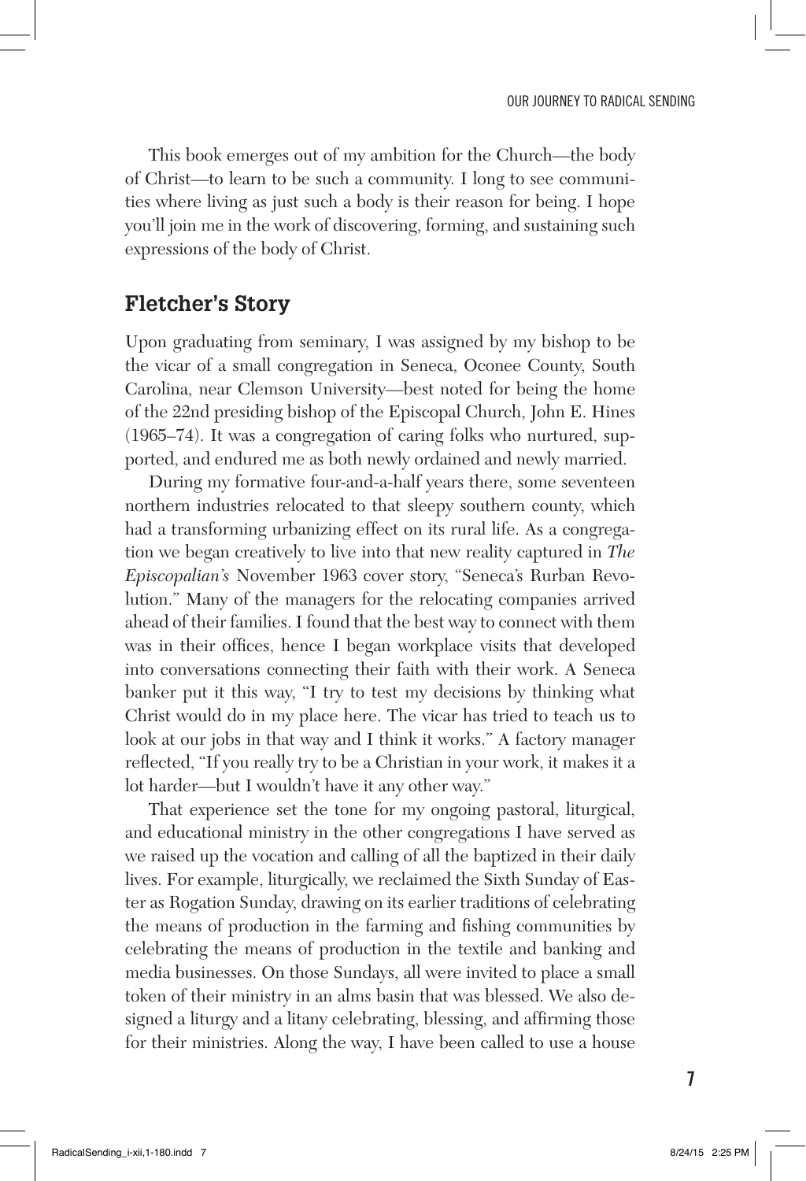This book emerges out of my ambition for the Church—the body of Christ—to learn to be such a community. I long to see communities where living as just such a body is their reason for being. I hope you'll join me in the work of discovering, forming, and sustaining such expressions of the body of Christ.

## Fletcher's Story

Upon graduating from seminary, I was assigned by my bishop to be the vicar of a small congregation in Seneca, Oconee County, South Carolina, near Clemson University—best noted for being the home of the 22nd presiding bishop of the Episcopal Church, John E. Hines (1965–74). It was a congregation of caring folks who nurtured, supported, and endured me as both newly ordained and newly married.

During my formative four-and-a-half years there, some seventeen northern industries relocated to that sleepy southern county, which had a transforming urbanizing effect on its rural life. As a congregation we began creatively to live into that new reality captured in *The Episcopalian's* November 1963 cover story, "Seneca's Rurban Revolution." Many of the managers for the relocating companies arrived ahead of their families. I found that the best way to connect with them was in their offices, hence I began workplace visits that developed into conversations connecting their faith with their work. A Seneca banker put it this way, "I try to test my decisions by thinking what Christ would do in my place here. The vicar has tried to teach us to look at our jobs in that way and I think it works." A factory manager reflected, "If you really try to be a Christian in your work, it makes it a lot harder—but I wouldn't have it any other way."

That experience set the tone for my ongoing pastoral, liturgical, and educational ministry in the other congregations I have served as we raised up the vocation and calling of all the baptized in their daily lives. For example, liturgically, we reclaimed the Sixth Sunday of Easter as Rogation Sunday, drawing on its earlier traditions of celebrating the means of production in the farming and fishing communities by celebrating the means of production in the textile and banking and media businesses. On those Sundays, all were invited to place a small token of their ministry in an alms basin that was blessed. We also designed a liturgy and a litany celebrating, blessing, and affirming those for their ministries. Along the way, I have been called to use a house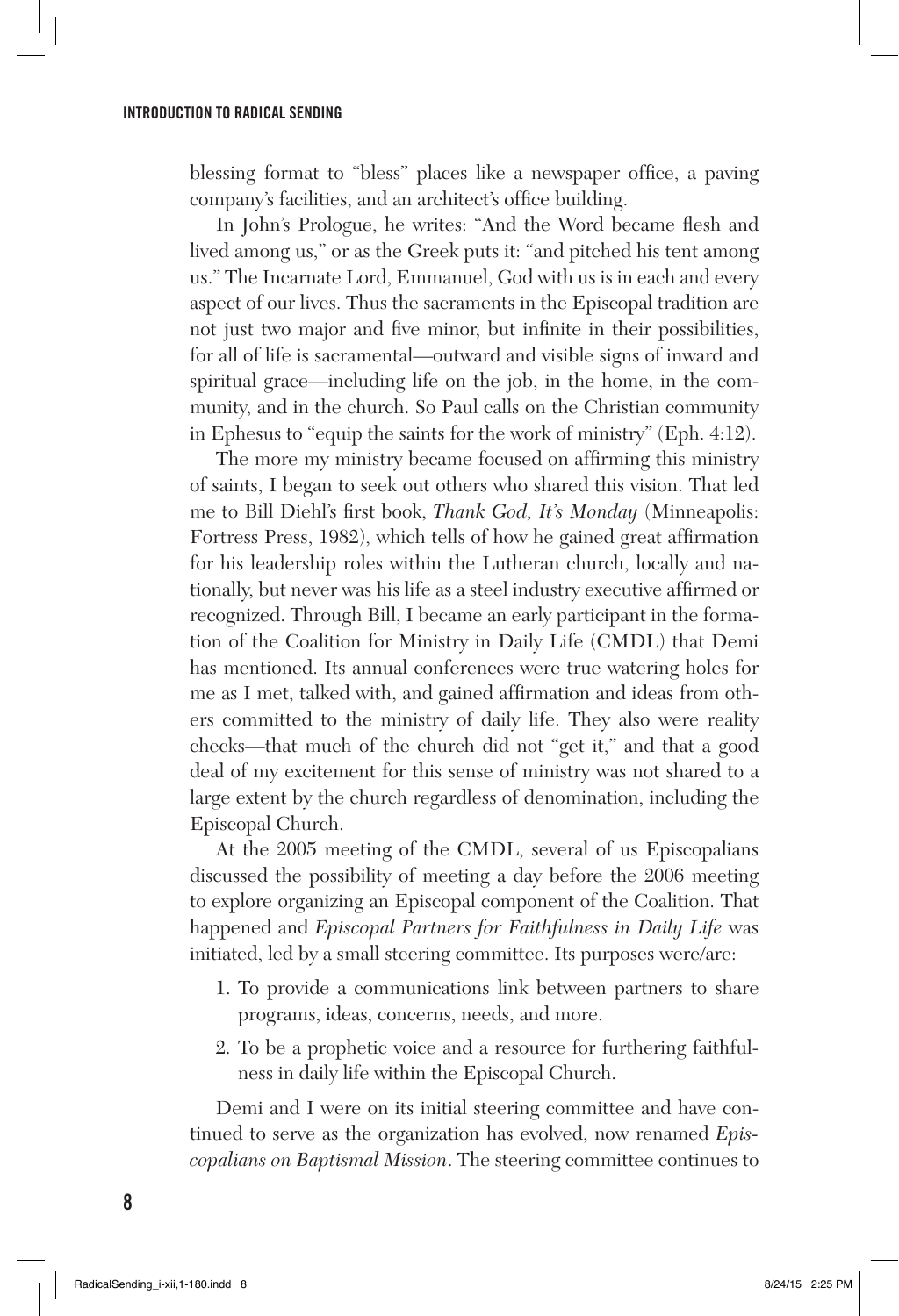blessing format to "bless" places like a newspaper office, a paving company's facilities, and an architect's office building.

In John's Prologue, he writes: "And the Word became flesh and lived among us," or as the Greek puts it: "and pitched his tent among us." The Incarnate Lord, Emmanuel, God with us is in each and every aspect of our lives. Thus the sacraments in the Episcopal tradition are not just two major and five minor, but infinite in their possibilities, for all of life is sacramental—outward and visible signs of inward and spiritual grace—including life on the job, in the home, in the community, and in the church. So Paul calls on the Christian community in Ephesus to "equip the saints for the work of ministry" (Eph. 4:12).

The more my ministry became focused on affirming this ministry of saints, I began to seek out others who shared this vision. That led me to Bill Diehl's first book, *Thank God, It's Monday* (Minneapolis: Fortress Press, 1982), which tells of how he gained great affirmation for his leadership roles within the Lutheran church, locally and nationally, but never was his life as a steel industry executive affirmed or recognized. Through Bill, I became an early participant in the formation of the Coalition for Ministry in Daily Life (CMDL) that Demi has mentioned. Its annual conferences were true watering holes for me as I met, talked with, and gained affirmation and ideas from others committed to the ministry of daily life. They also were reality checks—that much of the church did not "get it," and that a good deal of my excitement for this sense of ministry was not shared to a large extent by the church regardless of denomination, including the Episcopal Church.

At the 2005 meeting of the CMDL, several of us Episcopalians discussed the possibility of meeting a day before the 2006 meeting to explore organizing an Episcopal component of the Coalition. That happened and *Episcopal Partners for Faithfulness in Daily Life* was initiated, led by a small steering committee. Its purposes were/are:

1. To provide a communications link between partners to share programs, ideas, concerns, needs, and more.
2. To be a prophetic voice and a resource for furthering faithfulness in daily life within the Episcopal Church.

Demi and I were on its initial steering committee and have continued to serve as the organization has evolved, now renamed *Episcopalians on Baptismal Mission*. The steering committee continues to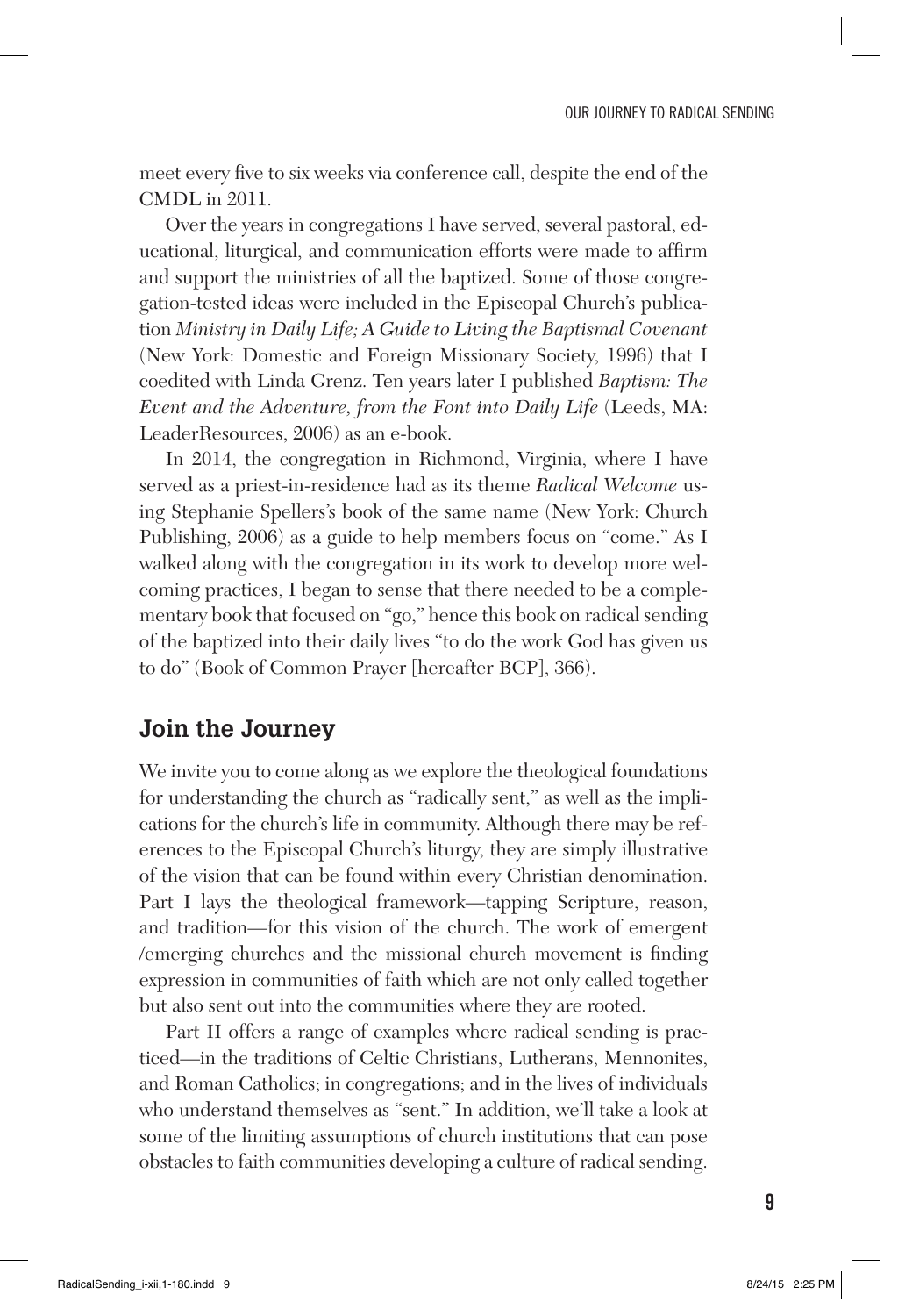meet every five to six weeks via conference call, despite the end of the CMDL in 2011.

Over the years in congregations I have served, several pastoral, educational, liturgical, and communication efforts were made to affirm and support the ministries of all the baptized. Some of those congregation-tested ideas were included in the Episcopal Church's publication *Ministry in Daily Life; A Guide to Living the Baptismal Covenant* (New York: Domestic and Foreign Missionary Society, 1996) that I coedited with Linda Grenz. Ten years later I published *Baptism: The Event and the Adventure, from the Font into Daily Life* (Leeds, MA: LeaderResources, 2006) as an e-book.

In 2014, the congregation in Richmond, Virginia, where I have served as a priest-in-residence had as its theme *Radical Welcome* using Stephanie Spellers's book of the same name (New York: Church Publishing, 2006) as a guide to help members focus on "come." As I walked along with the congregation in its work to develop more welcoming practices, I began to sense that there needed to be a complementary book that focused on "go," hence this book on radical sending of the baptized into their daily lives "to do the work God has given us to do" (Book of Common Prayer [hereafter BCP], 366).

## Join the Journey

We invite you to come along as we explore the theological foundations for understanding the church as "radically sent," as well as the implications for the church's life in community. Although there may be references to the Episcopal Church's liturgy, they are simply illustrative of the vision that can be found within every Christian denomination. Part I lays the theological framework—tapping Scripture, reason, and tradition—for this vision of the church. The work of emergent /emerging churches and the missional church movement is finding expression in communities of faith which are not only called together but also sent out into the communities where they are rooted.

Part II offers a range of examples where radical sending is practiced—in the traditions of Celtic Christians, Lutherans, Mennonites, and Roman Catholics; in congregations; and in the lives of individuals who understand themselves as "sent." In addition, we'll take a look at some of the limiting assumptions of church institutions that can pose obstacles to faith communities developing a culture of radical sending.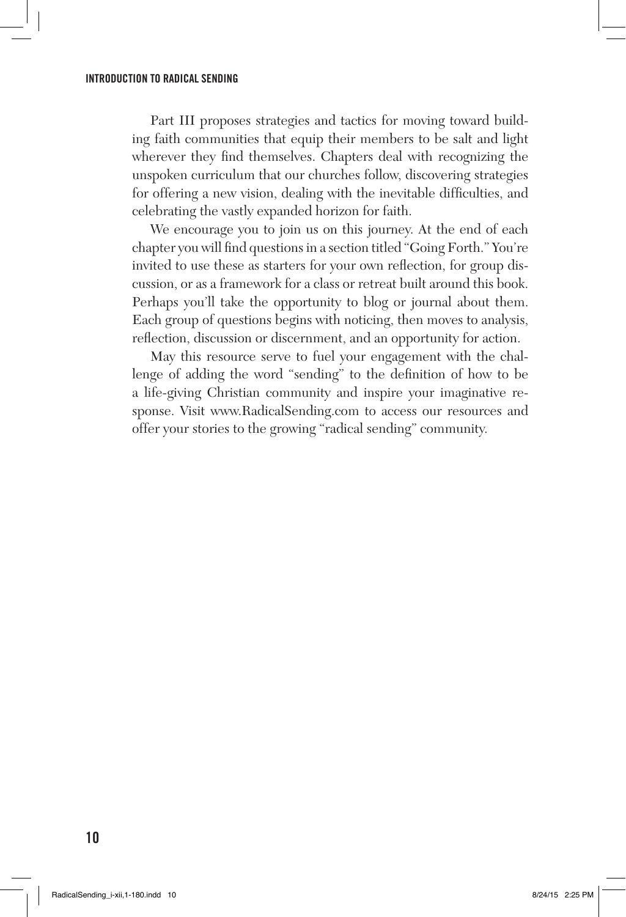Part III proposes strategies and tactics for moving toward building faith communities that equip their members to be salt and light wherever they find themselves. Chapters deal with recognizing the unspoken curriculum that our churches follow, discovering strategies for offering a new vision, dealing with the inevitable difficulties, and celebrating the vastly expanded horizon for faith.

We encourage you to join us on this journey. At the end of each chapter you will find questions in a section titled "Going Forth." You're invited to use these as starters for your own reflection, for group discussion, or as a framework for a class or retreat built around this book. Perhaps you'll take the opportunity to blog or journal about them. Each group of questions begins with noticing, then moves to analysis, reflection, discussion or discernment, and an opportunity for action.

May this resource serve to fuel your engagement with the challenge of adding the word "sending" to the definition of how to be a life-giving Christian community and inspire your imaginative response. Visit www.RadicalSending.com to access our resources and offer your stories to the growing "radical sending" community.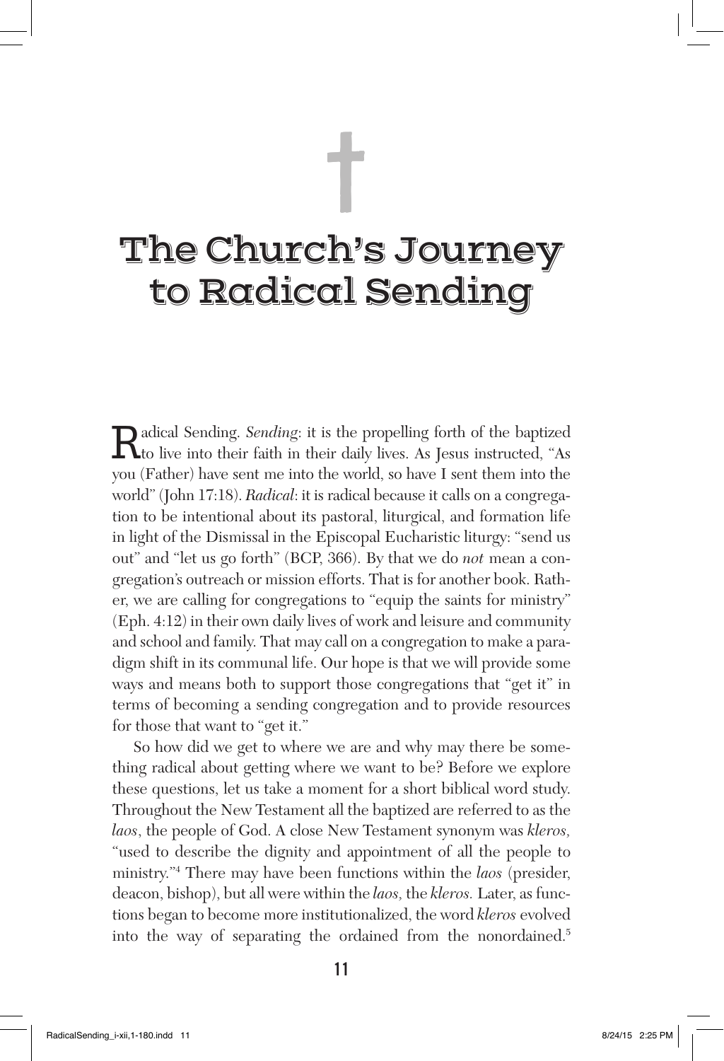# The Church's Journey to Radical Sending

Radical Sending. *Sending*: it is the propelling forth of the baptized to live into their faith in their daily lives. As Jesus instructed, "As you (Father) have sent me into the world, so have I sent them into the world" (John 17:18). *Radical*: it is radical because it calls on a congregation to be intentional about its pastoral, liturgical, and formation life in light of the Dismissal in the Episcopal Eucharistic liturgy: "send us out" and "let us go forth" (BCP, 366). By that we do *not* mean a congregation's outreach or mission efforts. That is for another book. Rather, we are calling for congregations to "equip the saints for ministry" (Eph. 4:12) in their own daily lives of work and leisure and community and school and family. That may call on a congregation to make a paradigm shift in its communal life. Our hope is that we will provide some ways and means both to support those congregations that "get it" in terms of becoming a sending congregation and to provide resources for those that want to "get it."

So how did we get to where we are and why may there be something radical about getting where we want to be? Before we explore these questions, let us take a moment for a short biblical word study. Throughout the New Testament all the baptized are referred to as the *laos*, the people of God. A close New Testament synonym was *kleros*, "used to describe the dignity and appointment of all the people to ministry."[4] There may have been functions within the *laos* (presider, deacon, bishop), but all were within the *laos*, the *kleros*. Later, as functions began to become more institutionalized, the word *kleros* evolved into the way of separating the ordained from the nonordained.[5]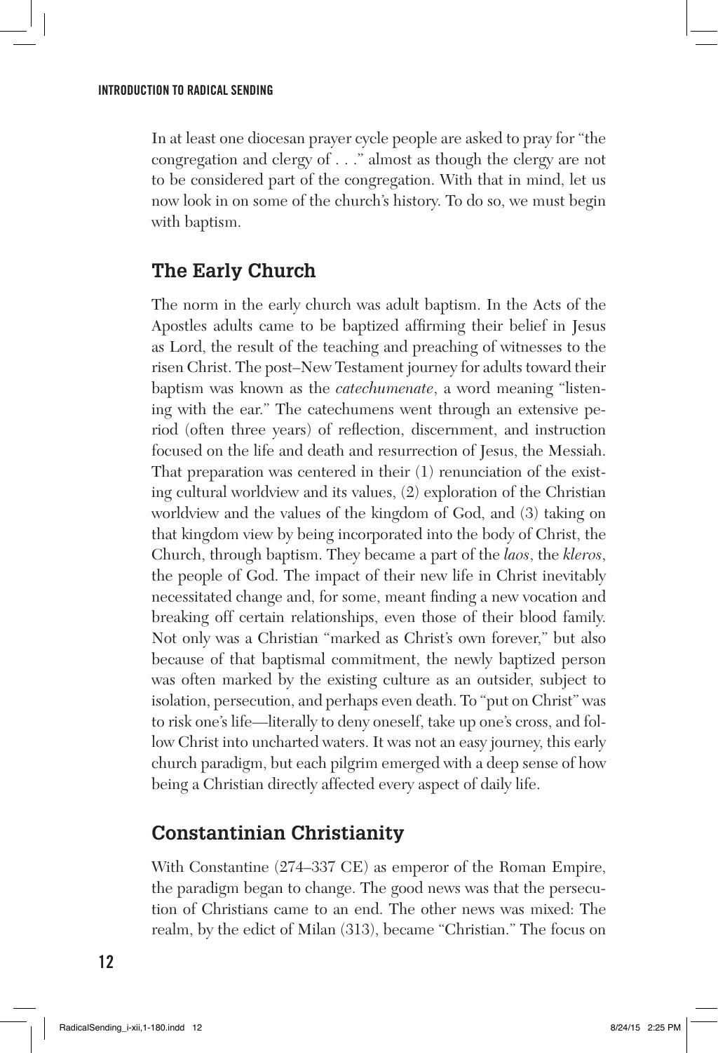In at least one diocesan prayer cycle people are asked to pray for "the congregation and clergy of . . ." almost as though the clergy are not to be considered part of the congregation. With that in mind, let us now look in on some of the church's history. To do so, we must begin with baptism.

## The Early Church

The norm in the early church was adult baptism. In the Acts of the Apostles adults came to be baptized affirming their belief in Jesus as Lord, the result of the teaching and preaching of witnesses to the risen Christ. The post–New Testament journey for adults toward their baptism was known as the *catechumenate*, a word meaning "listening with the ear." The catechumens went through an extensive period (often three years) of reflection, discernment, and instruction focused on the life and death and resurrection of Jesus, the Messiah. That preparation was centered in their (1) renunciation of the existing cultural worldview and its values, (2) exploration of the Christian worldview and the values of the kingdom of God, and (3) taking on that kingdom view by being incorporated into the body of Christ, the Church, through baptism. They became a part of the *laos*, the *kleros*, the people of God. The impact of their new life in Christ inevitably necessitated change and, for some, meant finding a new vocation and breaking off certain relationships, even those of their blood family. Not only was a Christian "marked as Christ's own forever," but also because of that baptismal commitment, the newly baptized person was often marked by the existing culture as an outsider, subject to isolation, persecution, and perhaps even death. To "put on Christ" was to risk one's life—literally to deny oneself, take up one's cross, and follow Christ into uncharted waters. It was not an easy journey, this early church paradigm, but each pilgrim emerged with a deep sense of how being a Christian directly affected every aspect of daily life.

## Constantinian Christianity

With Constantine (274–337 CE) as emperor of the Roman Empire, the paradigm began to change. The good news was that the persecution of Christians came to an end. The other news was mixed: The realm, by the edict of Milan (313), became "Christian." The focus on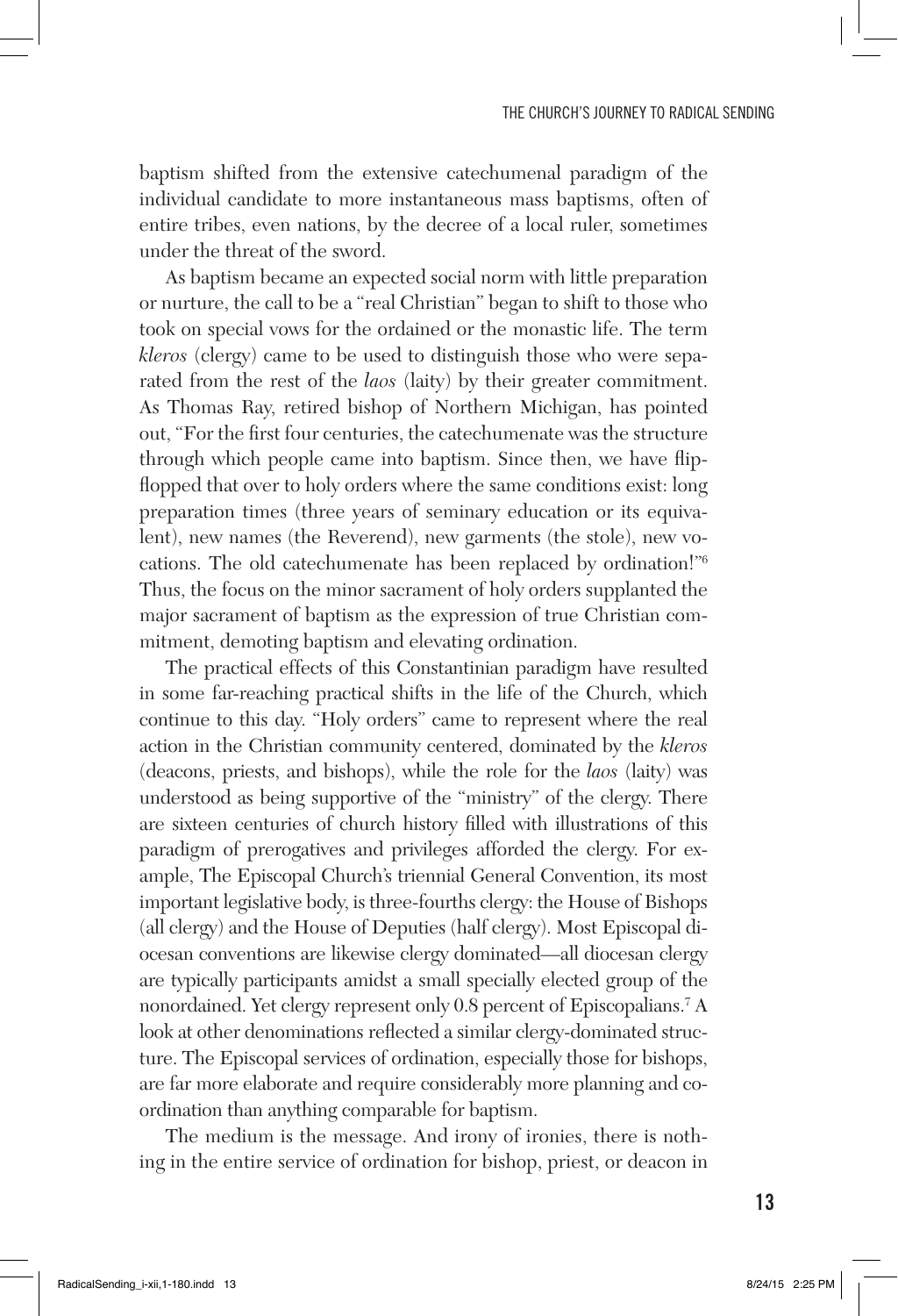baptism shifted from the extensive catechumenal paradigm of the individual candidate to more instantaneous mass baptisms, often of entire tribes, even nations, by the decree of a local ruler, sometimes under the threat of the sword.

As baptism became an expected social norm with little preparation or nurture, the call to be a "real Christian" began to shift to those who took on special vows for the ordained or the monastic life. The term *kleros* (clergy) came to be used to distinguish those who were separated from the rest of the *laos* (laity) by their greater commitment. As Thomas Ray, retired bishop of Northern Michigan, has pointed out, "For the first four centuries, the catechumenate was the structure through which people came into baptism. Since then, we have flip-flopped that over to holy orders where the same conditions exist: long preparation times (three years of seminary education or its equivalent), new names (the Reverend), new garments (the stole), new vocations. The old catechumenate has been replaced by ordination!"[6] Thus, the focus on the minor sacrament of holy orders supplanted the major sacrament of baptism as the expression of true Christian commitment, demoting baptism and elevating ordination.

The practical effects of this Constantinian paradigm have resulted in some far-reaching practical shifts in the life of the Church, which continue to this day. "Holy orders" came to represent where the real action in the Christian community centered, dominated by the *kleros* (deacons, priests, and bishops), while the role for the *laos* (laity) was understood as being supportive of the "ministry" of the clergy. There are sixteen centuries of church history filled with illustrations of this paradigm of prerogatives and privileges afforded the clergy. For example, The Episcopal Church's triennial General Convention, its most important legislative body, is three-fourths clergy: the House of Bishops (all clergy) and the House of Deputies (half clergy). Most Episcopal diocesan conventions are likewise clergy dominated—all diocesan clergy are typically participants amidst a small specially elected group of the nonordained. Yet clergy represent only 0.8 percent of Episcopalians.[7] A look at other denominations reflected a similar clergy-dominated structure. The Episcopal services of ordination, especially those for bishops, are far more elaborate and require considerably more planning and coordination than anything comparable for baptism.

The medium is the message. And irony of ironies, there is nothing in the entire service of ordination for bishop, priest, or deacon in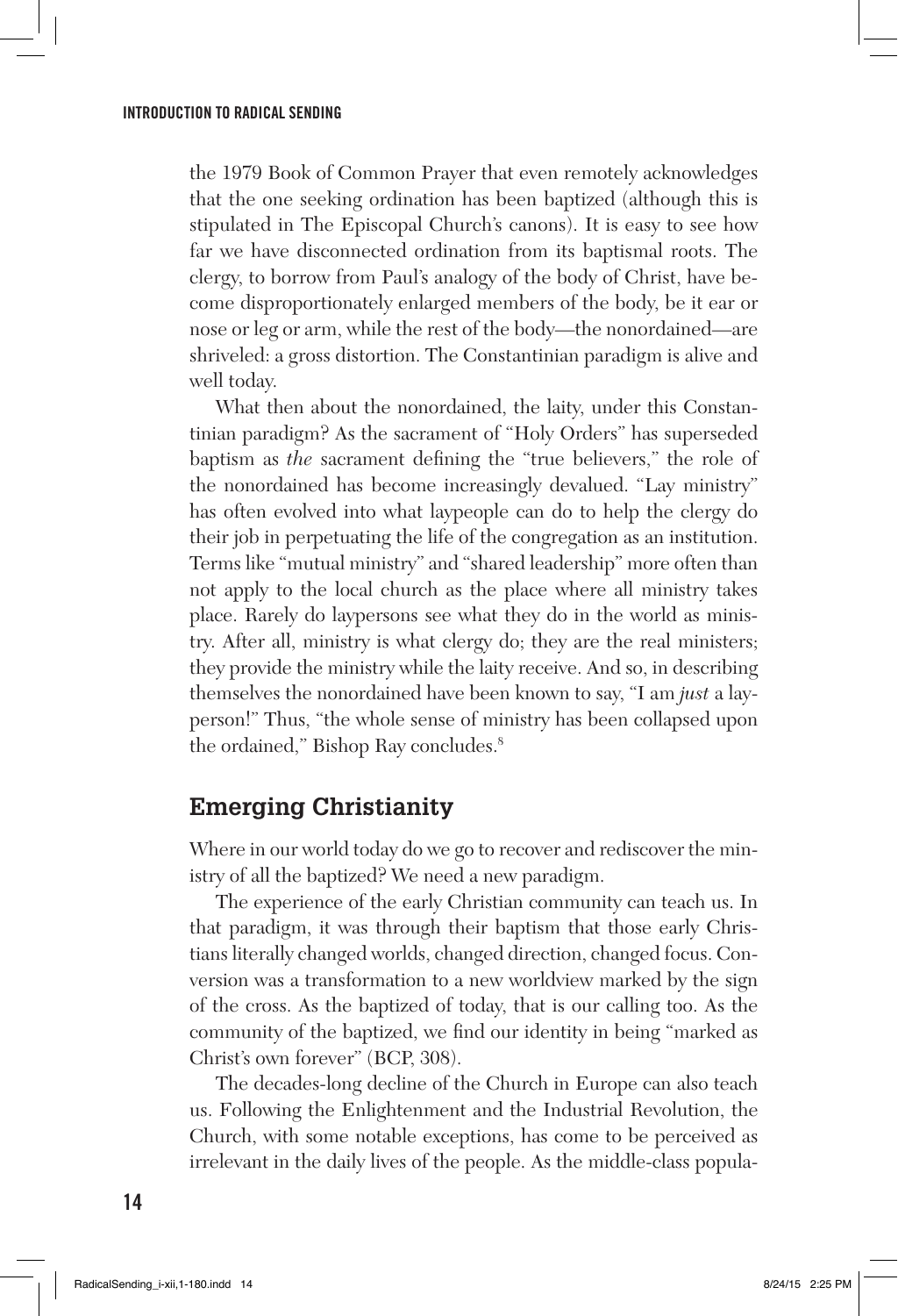the 1979 Book of Common Prayer that even remotely acknowledges that the one seeking ordination has been baptized (although this is stipulated in The Episcopal Church's canons). It is easy to see how far we have disconnected ordination from its baptismal roots. The clergy, to borrow from Paul's analogy of the body of Christ, have become disproportionately enlarged members of the body, be it ear or nose or leg or arm, while the rest of the body—the nonordained—are shriveled: a gross distortion. The Constantinian paradigm is alive and well today.

What then about the nonordained, the laity, under this Constantinian paradigm? As the sacrament of "Holy Orders" has superseded baptism as *the* sacrament defining the "true believers," the role of the nonordained has become increasingly devalued. "Lay ministry" has often evolved into what laypeople can do to help the clergy do their job in perpetuating the life of the congregation as an institution. Terms like "mutual ministry" and "shared leadership" more often than not apply to the local church as the place where all ministry takes place. Rarely do laypersons see what they do in the world as ministry. After all, ministry is what clergy do; they are the real ministers; they provide the ministry while the laity receive. And so, in describing themselves the nonordained have been known to say, "I am *just* a layperson!" Thus, "the whole sense of ministry has been collapsed upon the ordained," Bishop Ray concludes.[8]

## Emerging Christianity

Where in our world today do we go to recover and rediscover the ministry of all the baptized? We need a new paradigm.

The experience of the early Christian community can teach us. In that paradigm, it was through their baptism that those early Christians literally changed worlds, changed direction, changed focus. Conversion was a transformation to a new worldview marked by the sign of the cross. As the baptized of today, that is our calling too. As the community of the baptized, we find our identity in being "marked as Christ's own forever" (BCP, 308).

The decades-long decline of the Church in Europe can also teach us. Following the Enlightenment and the Industrial Revolution, the Church, with some notable exceptions, has come to be perceived as irrelevant in the daily lives of the people. As the middle-class popula-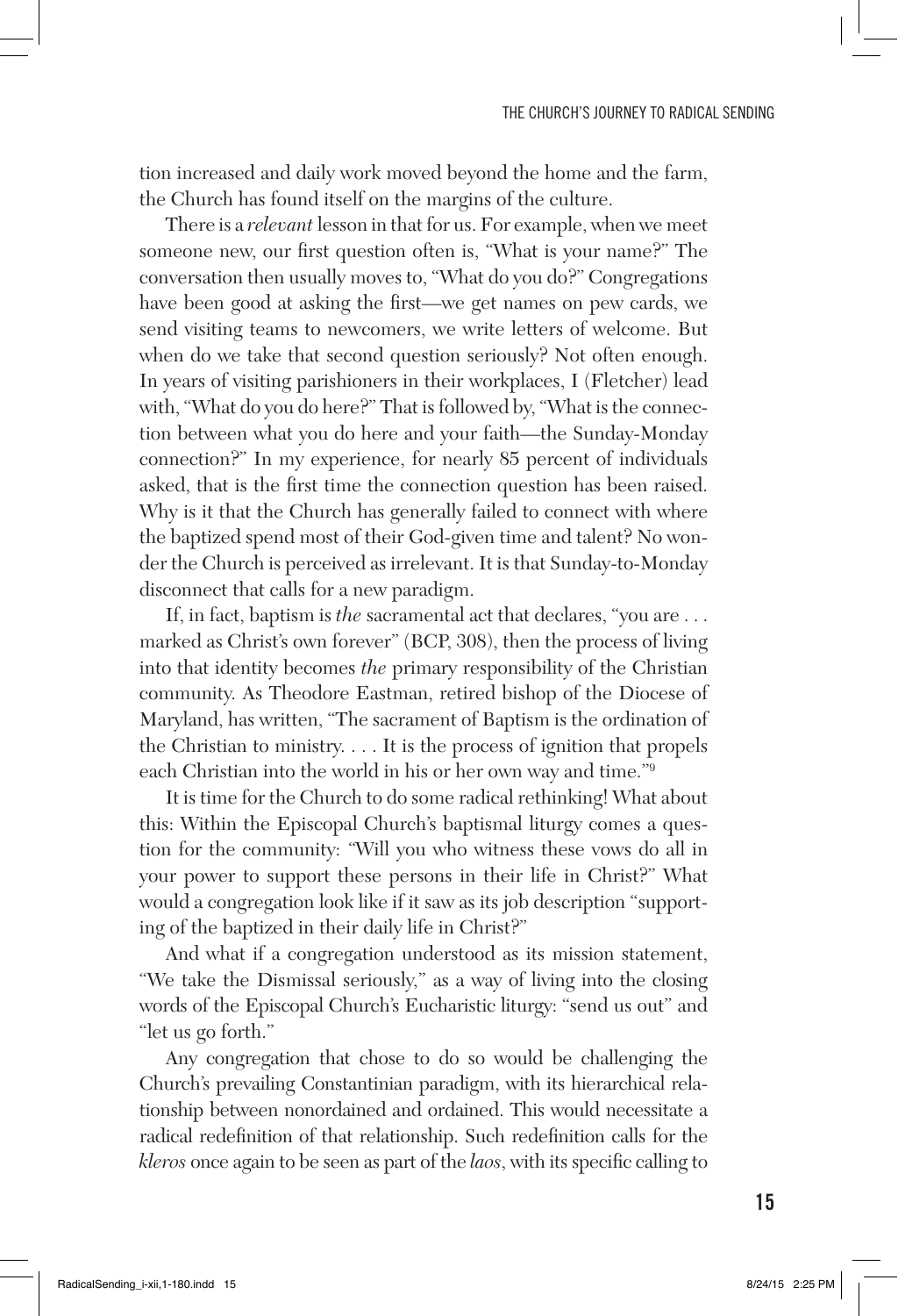tion increased and daily work moved beyond the home and the farm, the Church has found itself on the margins of the culture.

There is a *relevant* lesson in that for us. For example, when we meet someone new, our first question often is, "What is your name?" The conversation then usually moves to, "What do you do?" Congregations have been good at asking the first—we get names on pew cards, we send visiting teams to newcomers, we write letters of welcome. But when do we take that second question seriously? Not often enough. In years of visiting parishioners in their workplaces, I (Fletcher) lead with, "What do you do here?" That is followed by, "What is the connection between what you do here and your faith—the Sunday-Monday connection?" In my experience, for nearly 85 percent of individuals asked, that is the first time the connection question has been raised. Why is it that the Church has generally failed to connect with where the baptized spend most of their God-given time and talent? No wonder the Church is perceived as irrelevant. It is that Sunday-to-Monday disconnect that calls for a new paradigm.

If, in fact, baptism is *the* sacramental act that declares, "you are . . . marked as Christ's own forever" (BCP, 308), then the process of living into that identity becomes *the* primary responsibility of the Christian community. As Theodore Eastman, retired bishop of the Diocese of Maryland, has written, "The sacrament of Baptism is the ordination of the Christian to ministry. . . . It is the process of ignition that propels each Christian into the world in his or her own way and time."[9]

It is time for the Church to do some radical rethinking! What about this: Within the Episcopal Church's baptismal liturgy comes a question for the community: "Will you who witness these vows do all in your power to support these persons in their life in Christ?" What would a congregation look like if it saw as its job description "supporting of the baptized in their daily life in Christ?"

And what if a congregation understood as its mission statement, "We take the Dismissal seriously," as a way of living into the closing words of the Episcopal Church's Eucharistic liturgy: "send us out" and "let us go forth."

Any congregation that chose to do so would be challenging the Church's prevailing Constantinian paradigm, with its hierarchical relationship between nonordained and ordained. This would necessitate a radical redefinition of that relationship. Such redefinition calls for the *kleros* once again to be seen as part of the *laos*, with its specific calling to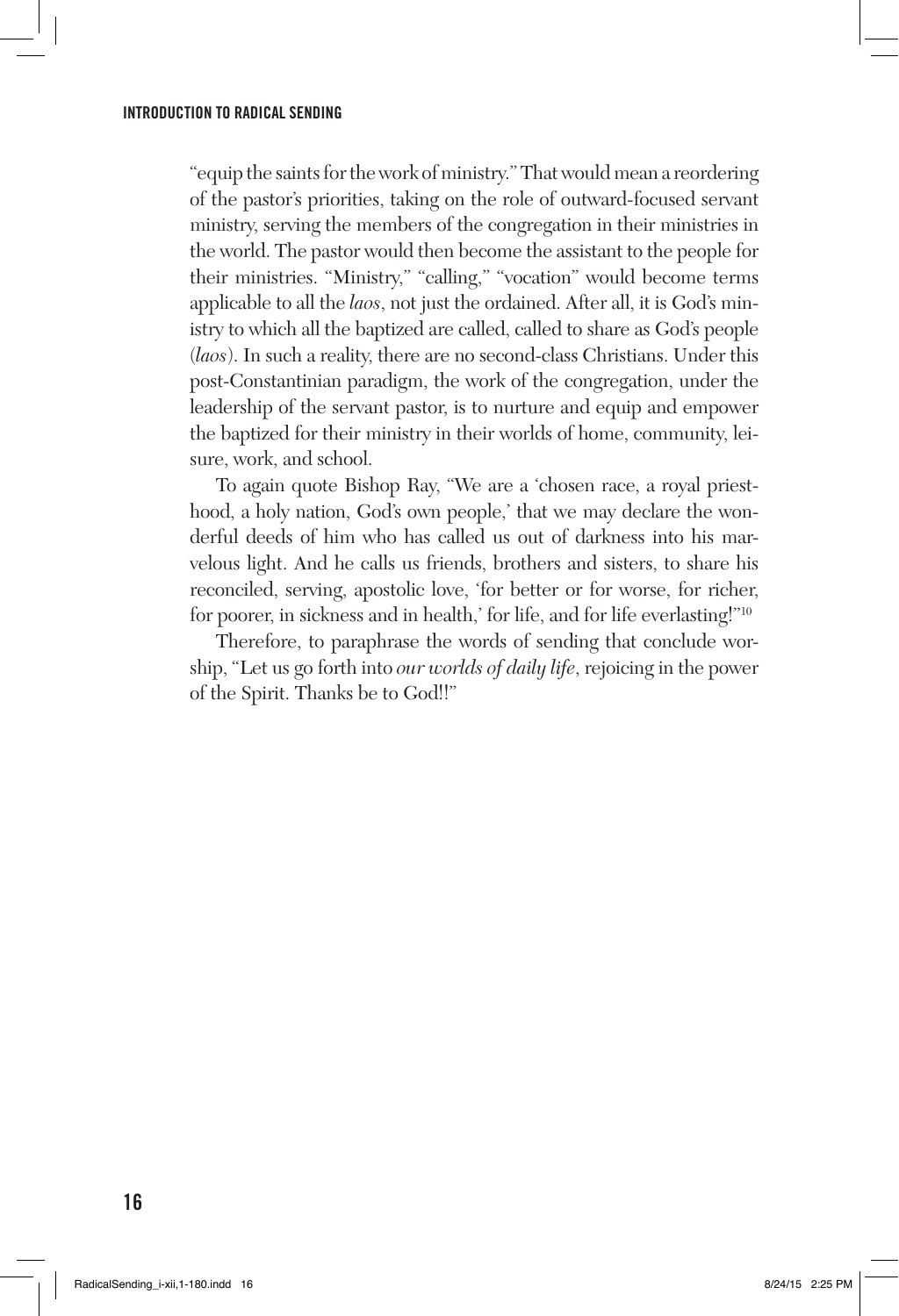"equip the saints for the work of ministry." That would mean a reordering of the pastor's priorities, taking on the role of outward-focused servant ministry, serving the members of the congregation in their ministries in the world. The pastor would then become the assistant to the people for their ministries. "Ministry," "calling," "vocation" would become terms applicable to all the *laos*, not just the ordained. After all, it is God's ministry to which all the baptized are called, called to share as God's people (*laos*). In such a reality, there are no second-class Christians. Under this post-Constantinian paradigm, the work of the congregation, under the leadership of the servant pastor, is to nurture and equip and empower the baptized for their ministry in their worlds of home, community, leisure, work, and school.

To again quote Bishop Ray, "We are a 'chosen race, a royal priesthood, a holy nation, God's own people,' that we may declare the wonderful deeds of him who has called us out of darkness into his marvelous light. And he calls us friends, brothers and sisters, to share his reconciled, serving, apostolic love, 'for better or for worse, for richer, for poorer, in sickness and in health,' for life, and for life everlasting!"[10]

Therefore, to paraphrase the words of sending that conclude worship, "Let us go forth into *our worlds of daily life*, rejoicing in the power of the Spirit. Thanks be to God!!"